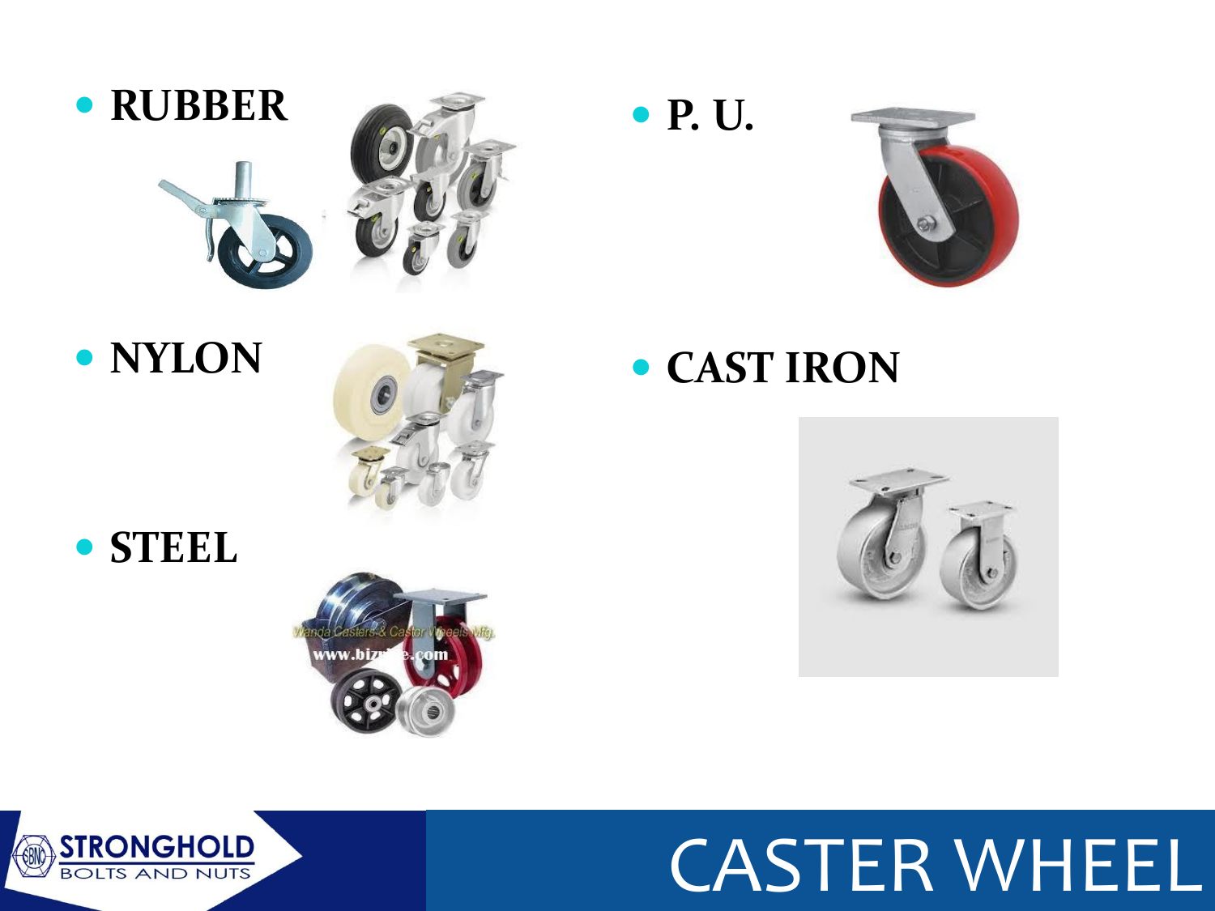# CASTER WHEEL

- **RUBBER**
- **P. U.**
- **NYLON**
- **CAST IRON**
- **STEEL**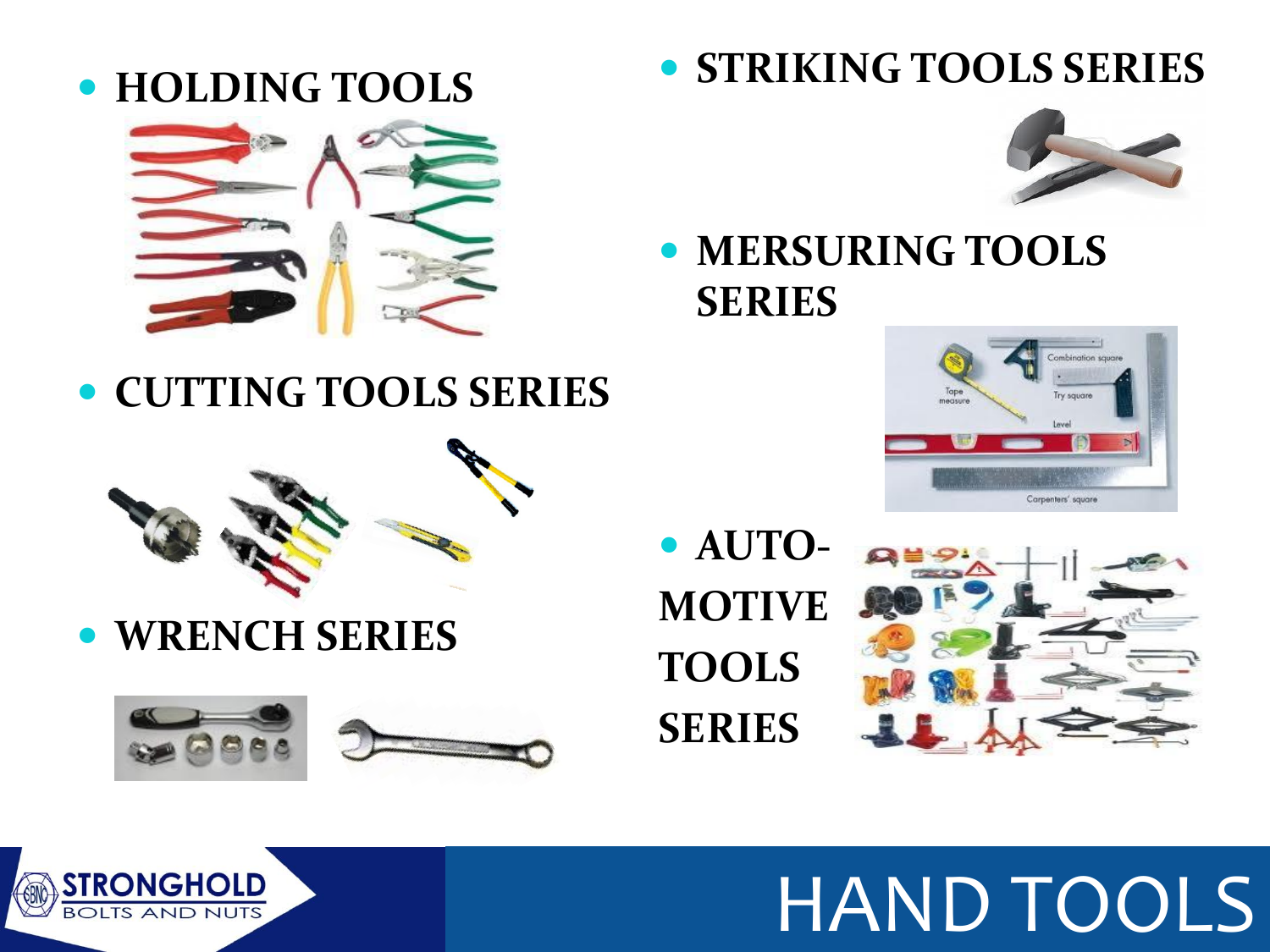# HAND TOOLS

- **HOLDING TOOLS**
- **CUTTING TOOLS SERIES**
- **WRENCH SERIES**
- **STRIKING TOOLS SERIES**
- **MERSURING TOOLS SERIES**
- **AUTO-MOTIVE TOOLS SERIES**

STRONGHOLD
BOLTS AND NUTS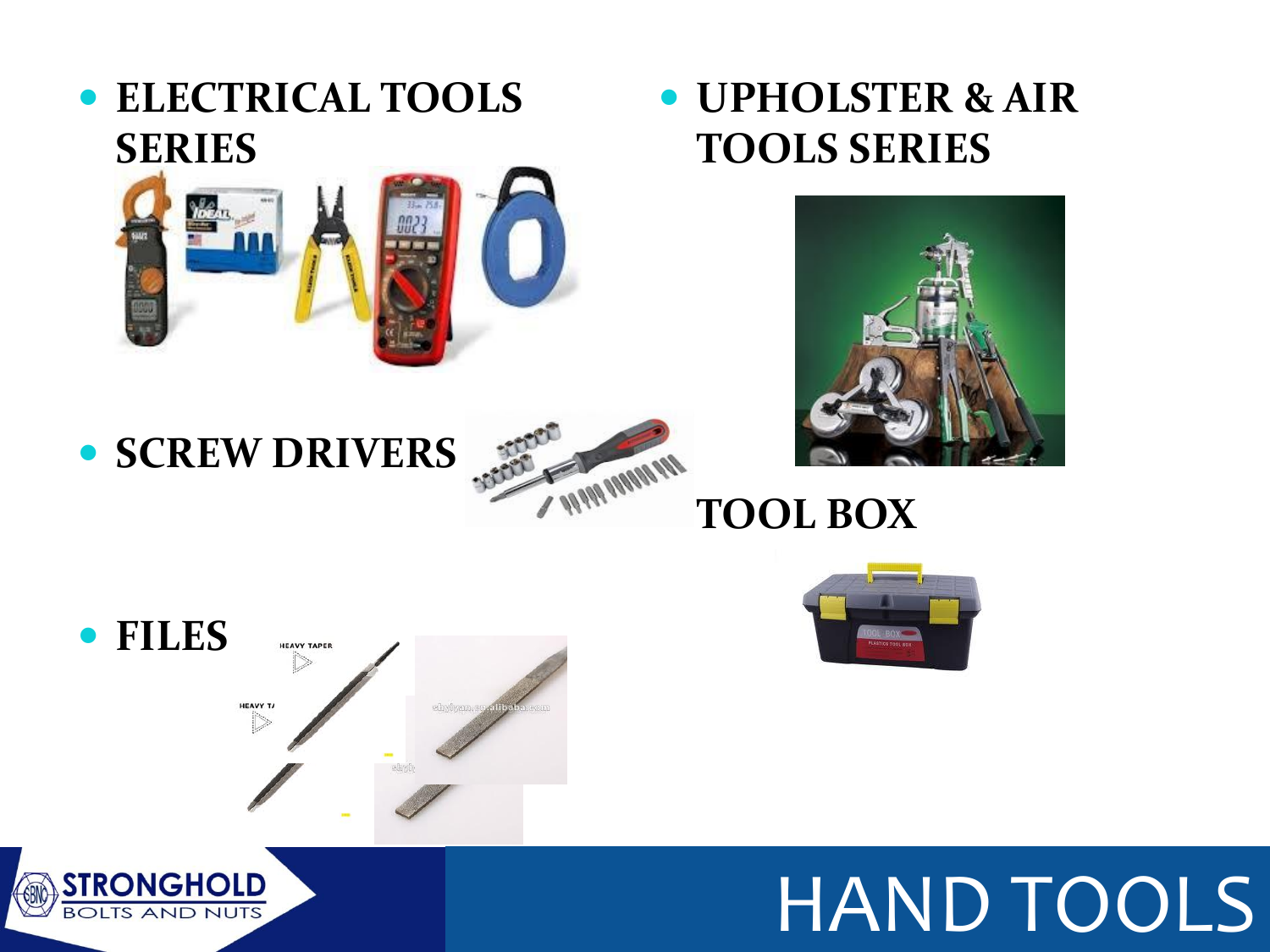# HAND TOOLS

- **ELECTRICAL TOOLS SERIES**
- **UPHOLSTER & AIR TOOLS SERIES**
- **SCREW DRIVERS**
- **TOOL BOX**
- **FILES**

STRONGHOLD BOLTS AND NUTS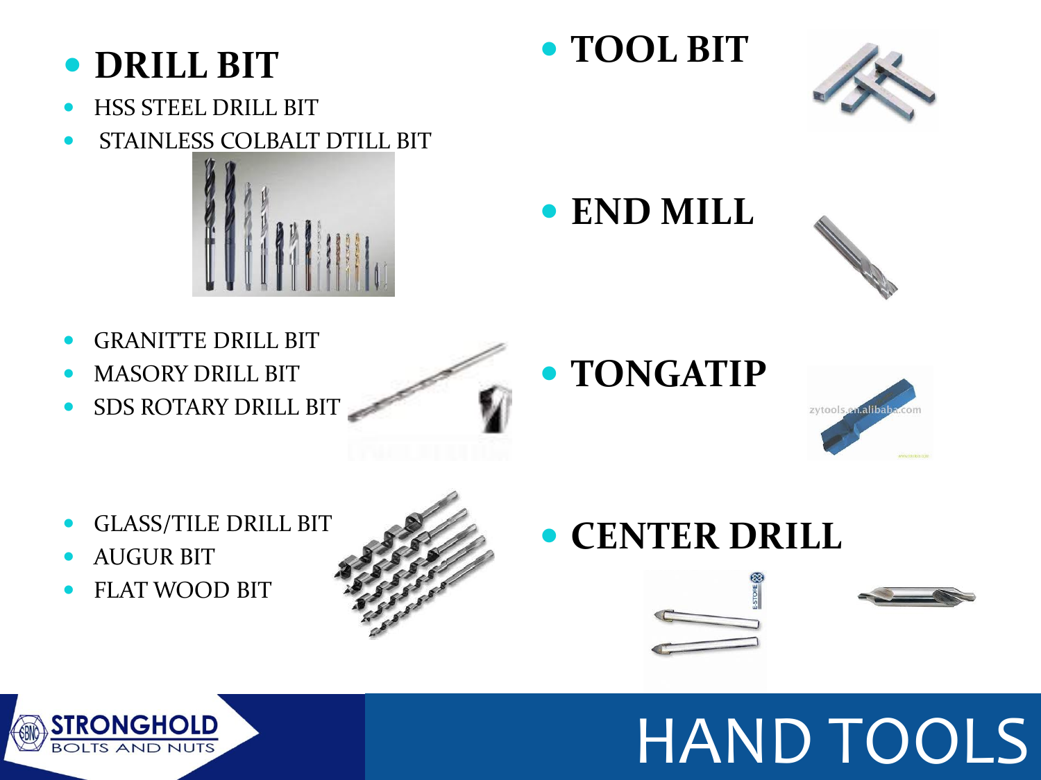# HAND TOOLS

## DRILL BIT

- HSS STEEL DRILL BIT
- STAINLESS COLBALT DTILL BIT

- GRANITTE DRILL BIT
- MASORY DRILL BIT
- SDS ROTARY DRILL BIT

- GLASS/TILE DRILL BIT
- AUGUR BIT
- FLAT WOOD BIT

## TOOL BIT

## END MILL

## TONGATIP

## CENTER DRILL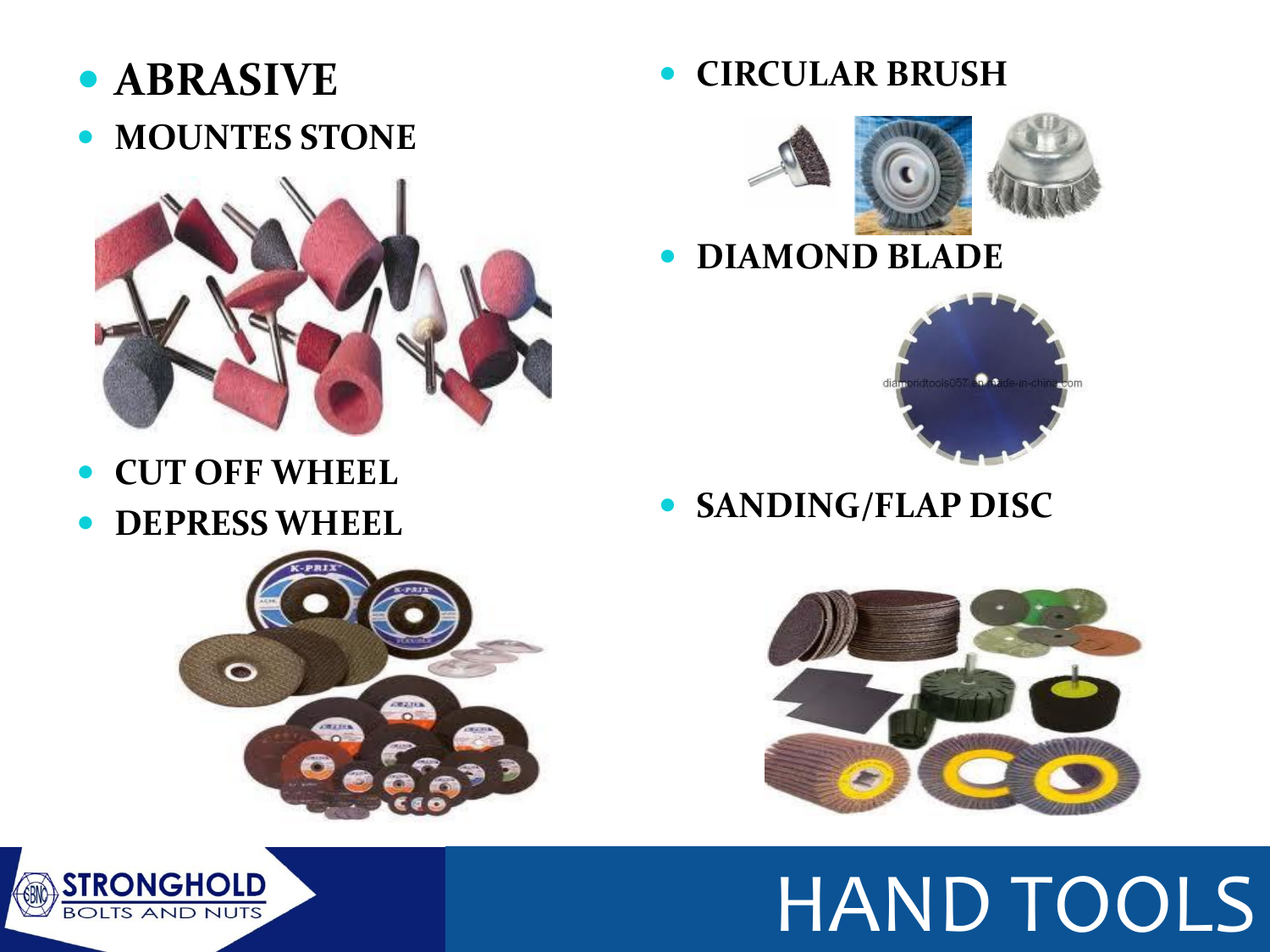- **ABRASIVE**
- **MOUNTES STONE**
- **CUT OFF WHEEL**
- **DEPRESS WHEEL**
- **CIRCULAR BRUSH**
- **DIAMOND BLADE**
- **SANDING/FLAP DISC**

# HAND TOOLS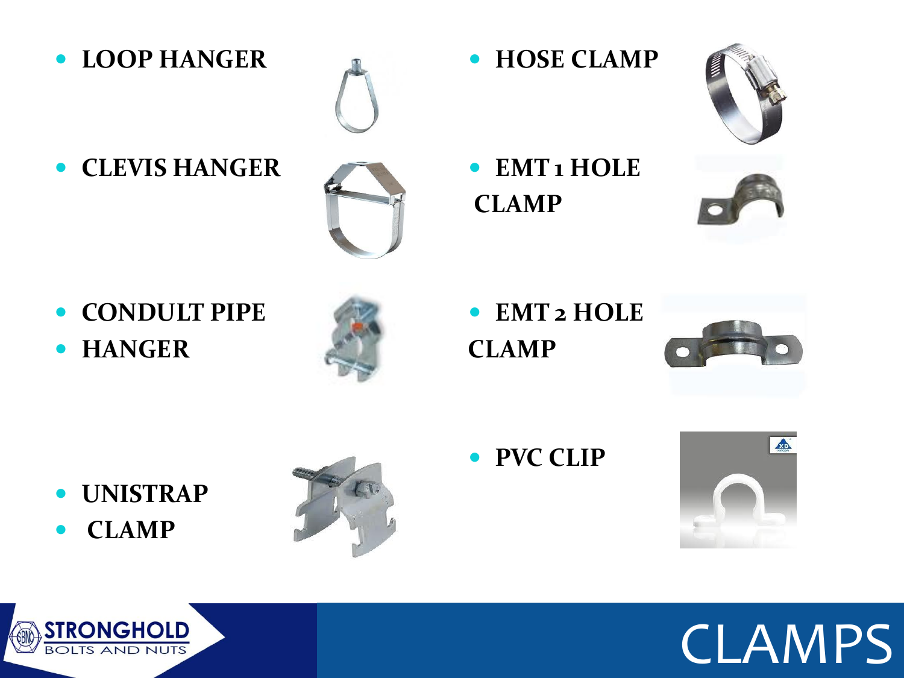# CLAMPS

- LOOP HANGER
- CLEVIS HANGER
- CONDULT PIPE
- HANGER
- UNISTRAP
- CLAMP
- HOSE CLAMP
- EMT 1 HOLE CLAMP
- EMT 2 HOLE CLAMP
- PVC CLIP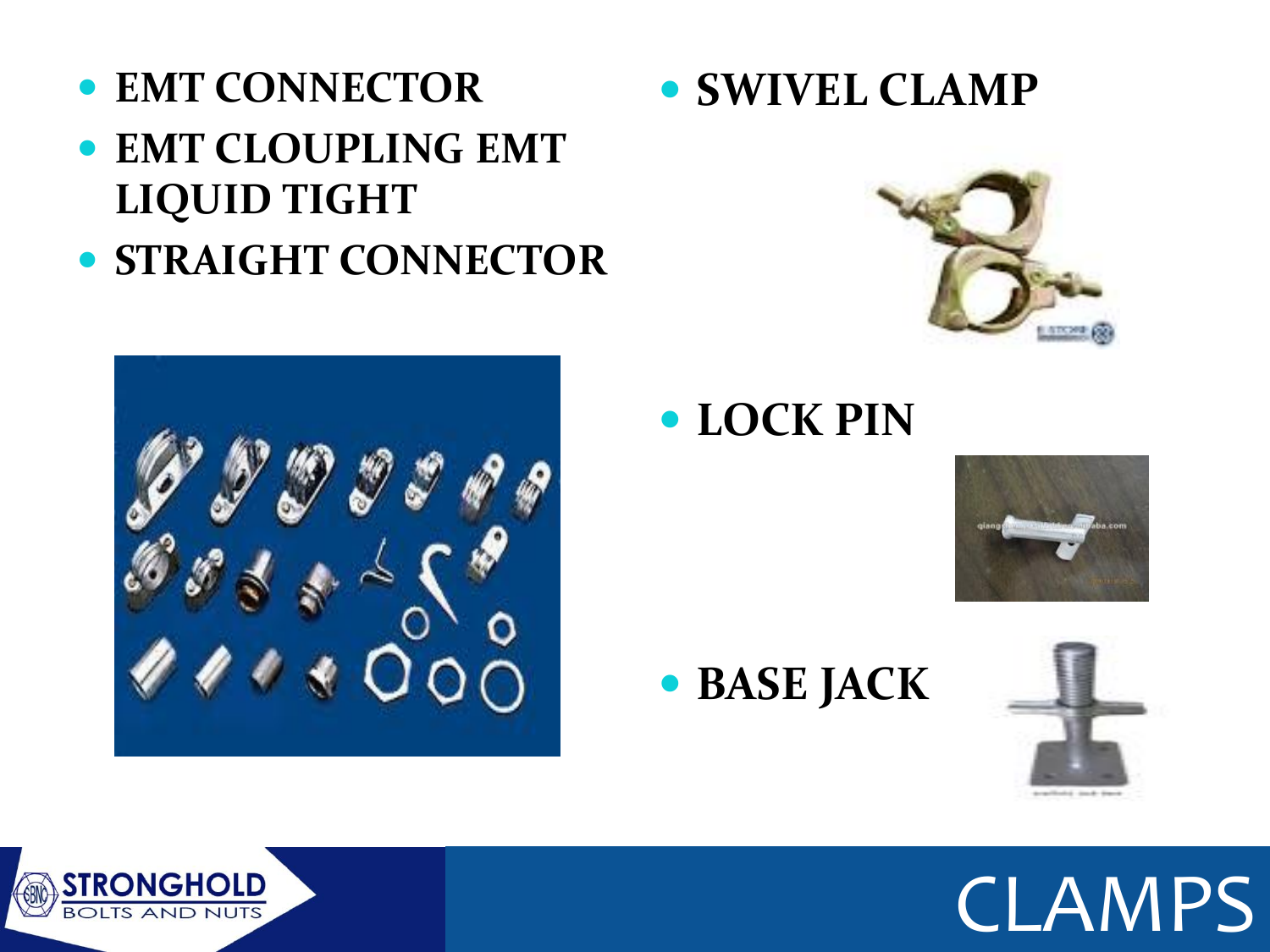# CLAMPS

- EMT CONNECTOR
- EMT CLOUPLING EMT LIQUID TIGHT
- STRAIGHT CONNECTOR
- SWIVEL CLAMP
- LOCK PIN
- BASE JACK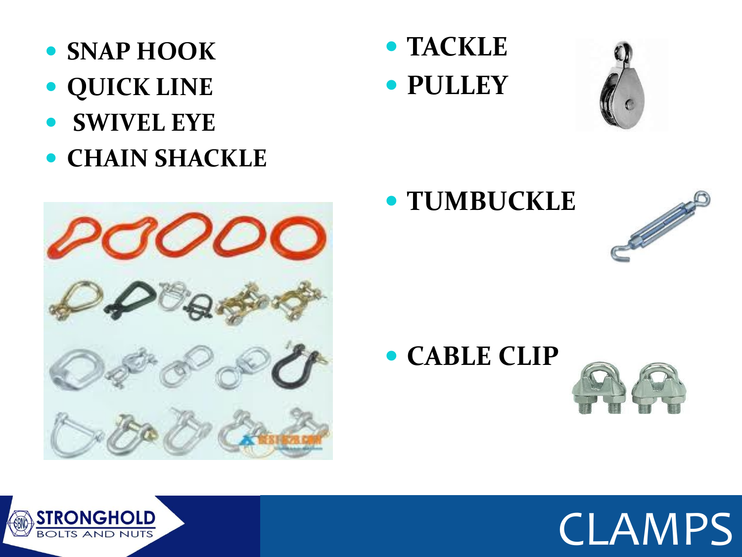- SNAP HOOK
- QUICK LINE
- SWIVEL EYE
- CHAIN SHACKLE

- TACKLE
- PULLEY

- TUMBUCKLE

- CABLE CLIP

# CLAMPS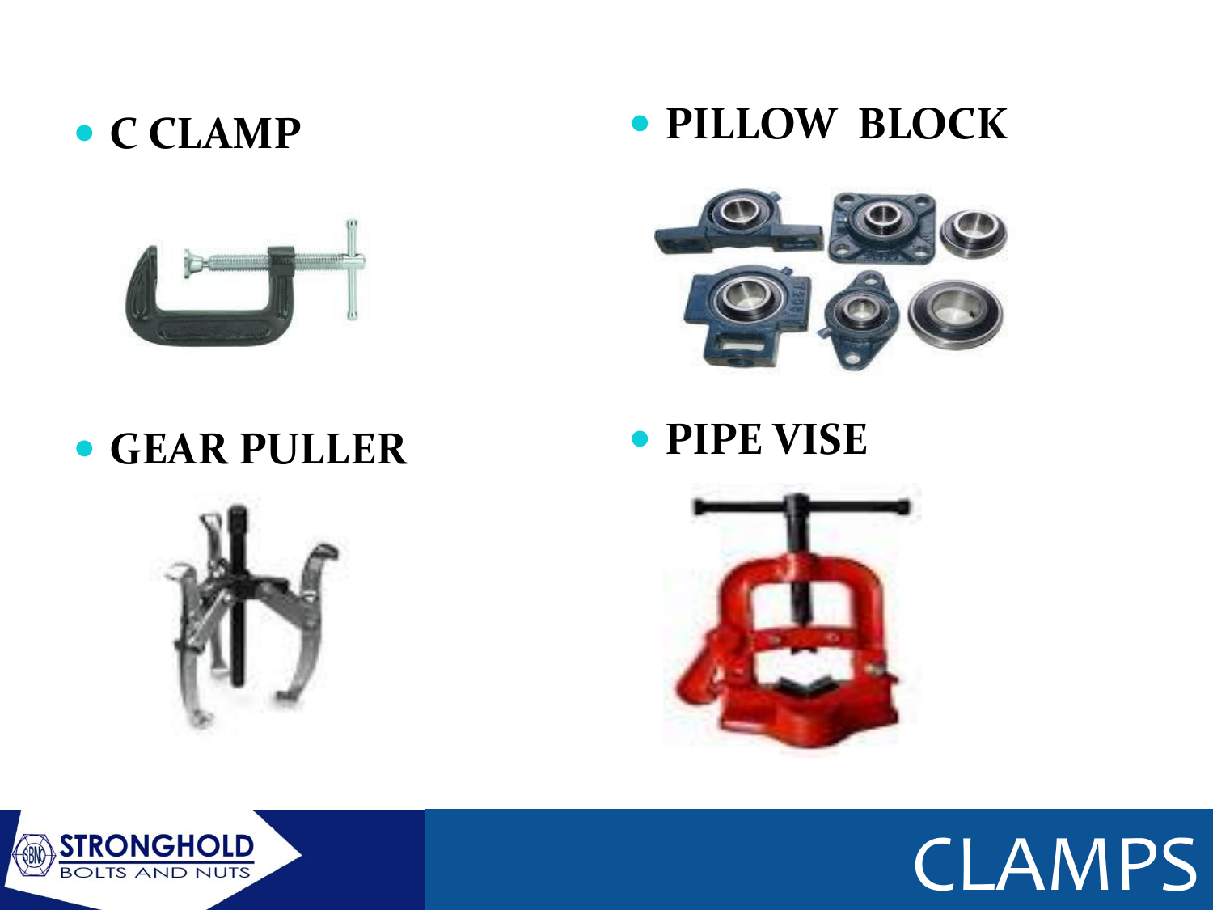# CLAMPS

- **C CLAMP**
- **PILLOW BLOCK**
- **GEAR PULLER**
- **PIPE VISE**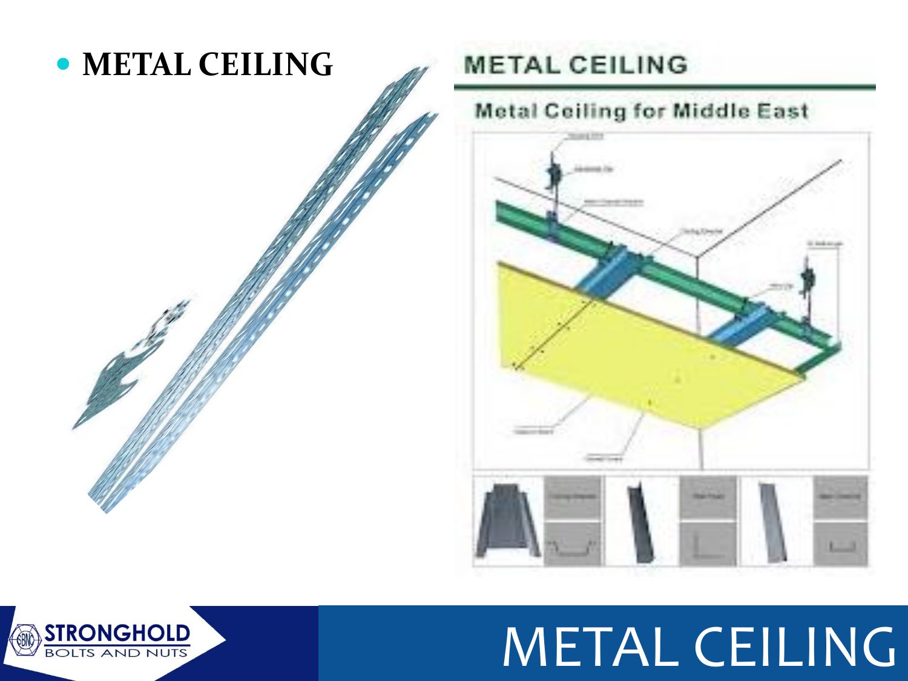- **METAL CEILING**

METAL CEILING

Metal Ceiling for Middle East

# METAL CEILING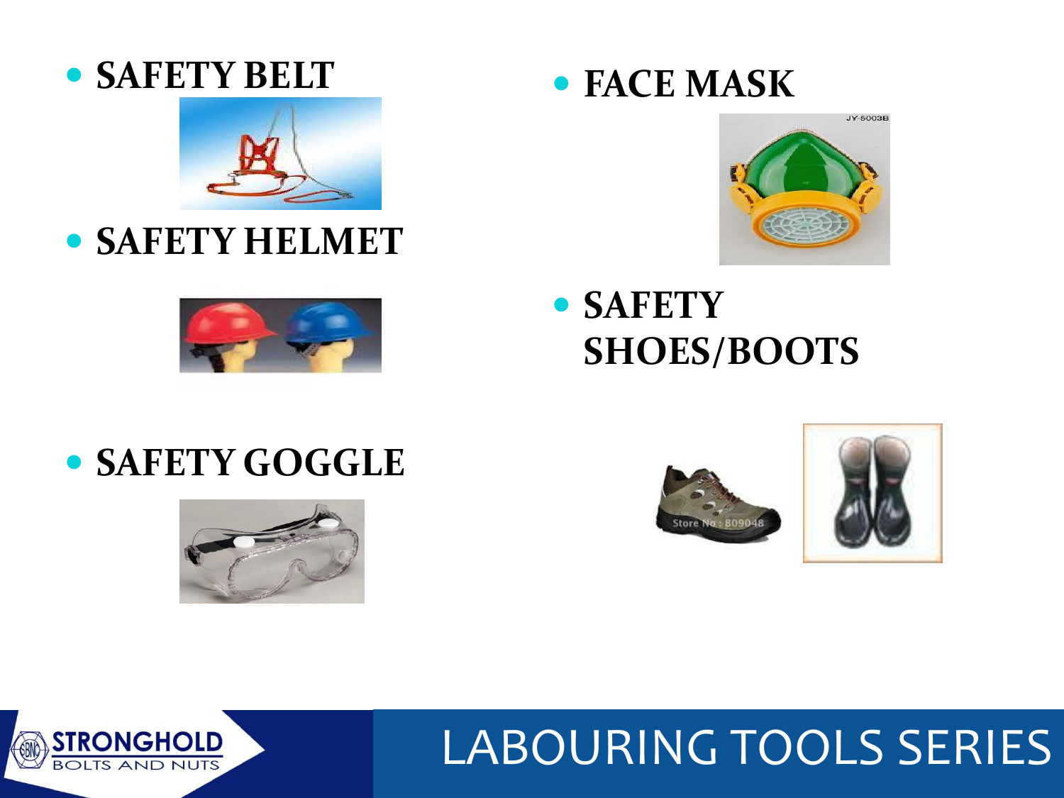- **SAFETY BELT**
- **SAFETY HELMET**
- **SAFETY GOGGLE**
- **FACE MASK**
- **SAFETY SHOES/BOOTS**

LABOURING TOOLS SERIES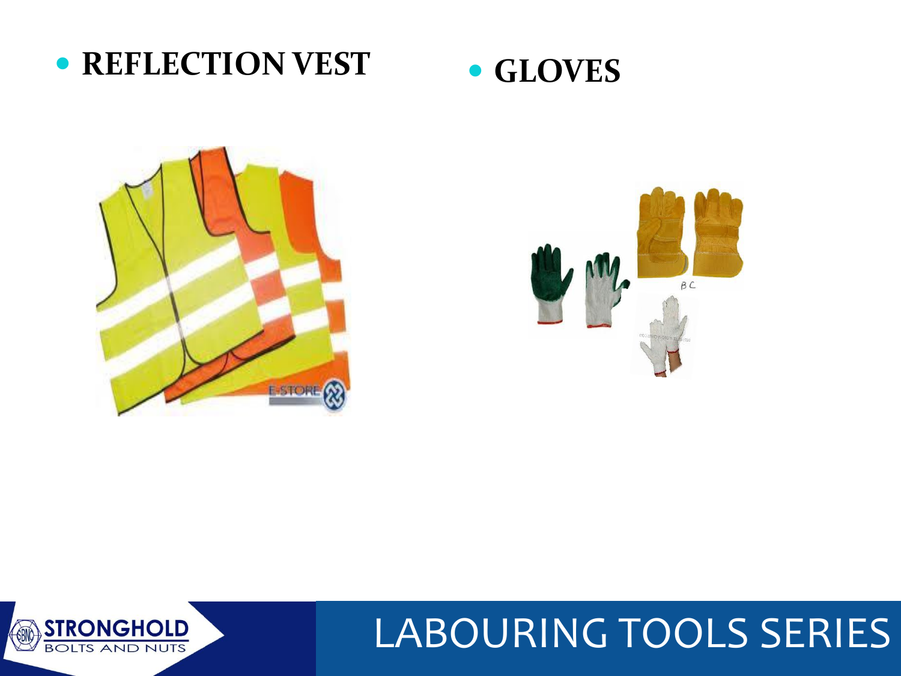- **REFLECTION VEST**
- **GLOVES**